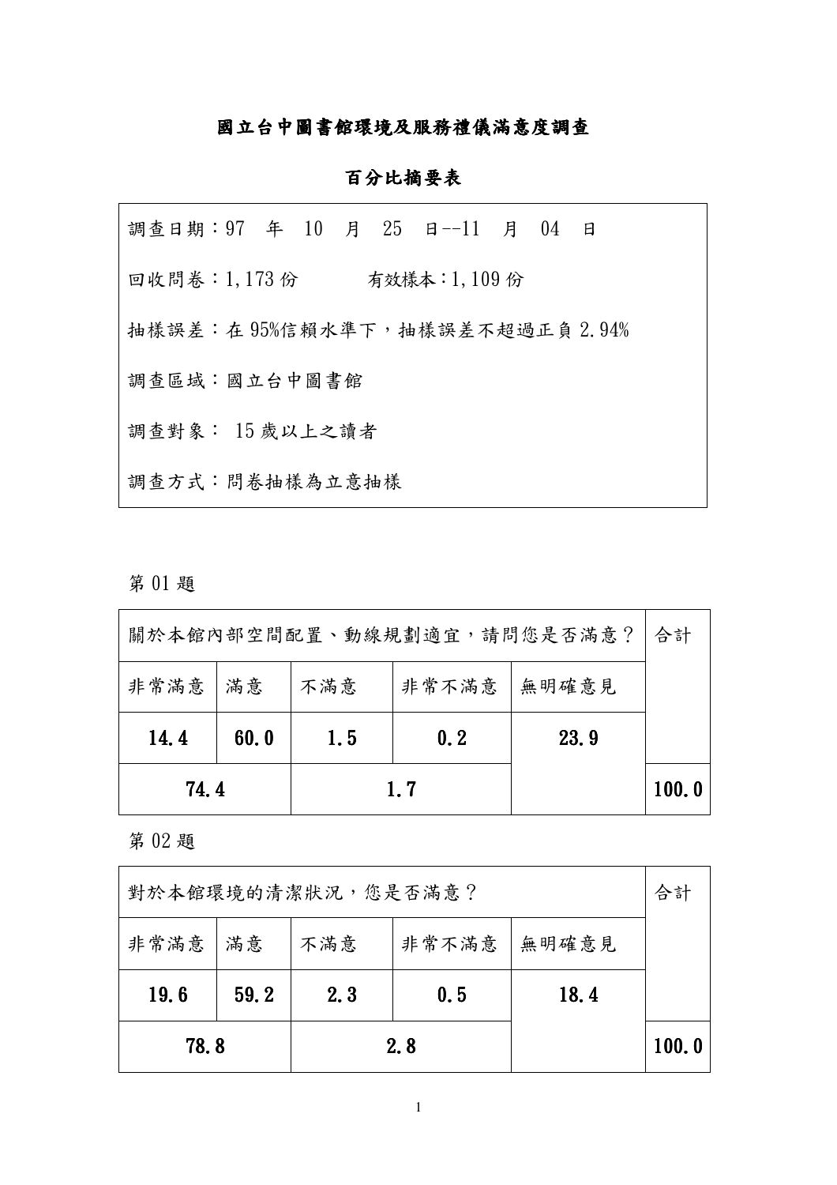# 國立台中圖書館環境及服務禮儀滿意度調查

## 百分比摘要表

調查日期：97　年　10　月　25　日--11　月　04　日

回收問卷：1,173 份　　　有效樣本：1,109 份

抽樣誤差：在 95%信賴水準下，抽樣誤差不超過正負 2.94%

調查區域：國立台中圖書館

調查對象： 15 歲以上之讀者

調查方式：問卷抽樣為立意抽樣

第 01 題

| 關於本館內部空間配置、動線規劃適宜，請問您是否滿意？ | | | | | 合計 |
|---|---|---|---|---|---|
| 非常滿意 | 滿意 | 不滿意 | 非常不滿意 | 無明確意見 | |
| **14.4** | **60.0** | **1.5** | **0.2** | **23.9** | |
| **74.4** | | **1.7** | | | **100.0** |

第 02 題

| 對於本館環境的清潔狀況，您是否滿意？ | | | | | 合計 |
|---|---|---|---|---|---|
| 非常滿意 | 滿意 | 不滿意 | 非常不滿意 | 無明確意見 | |
| **19.6** | **59.2** | **2.3** | **0.5** | **18.4** | |
| **78.8** | | **2.8** | | | **100.0** |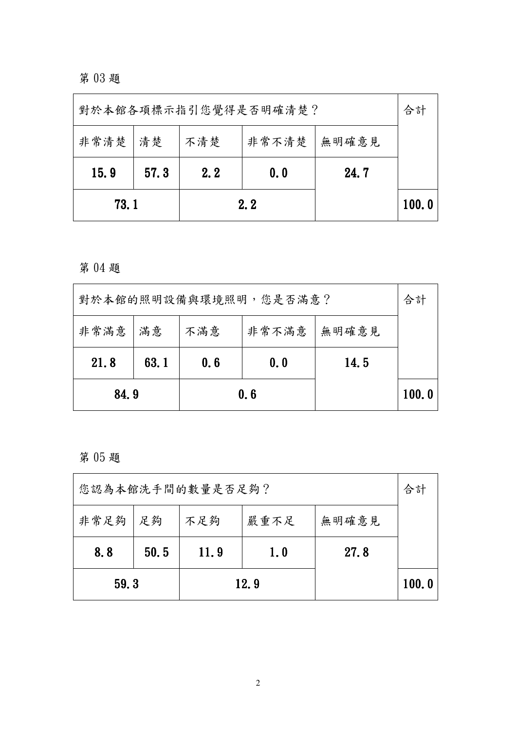第 03 題

| 對於本館各項標示指引您覺得是否明確清楚？ | | | | | 合計 |
|---|---|---|---|---|---|
| 非常清楚 | 清楚 | 不清楚 | 非常不清楚 | 無明確意見 | |
| **15.9** | **57.3** | **2.2** | **0.0** | **24.7** | |
| **73.1** | | **2.2** | | | **100.0** |

第 04 題

| 對於本館的照明設備與環境照明，您是否滿意？ | | | | | 合計 |
|---|---|---|---|---|---|
| 非常滿意 | 滿意 | 不滿意 | 非常不滿意 | 無明確意見 | |
| **21.8** | **63.1** | **0.6** | **0.0** | **14.5** | |
| **84.9** | | **0.6** | | | **100.0** |

第 05 題

| 您認為本館洗手間的數量是否足夠？ | | | | | 合計 |
|---|---|---|---|---|---|
| 非常足夠 | 足夠 | 不足夠 | 嚴重不足 | 無明確意見 | |
| **8.8** | **50.5** | **11.9** | **1.0** | **27.8** | |
| **59.3** | | **12.9** | | | **100.0** |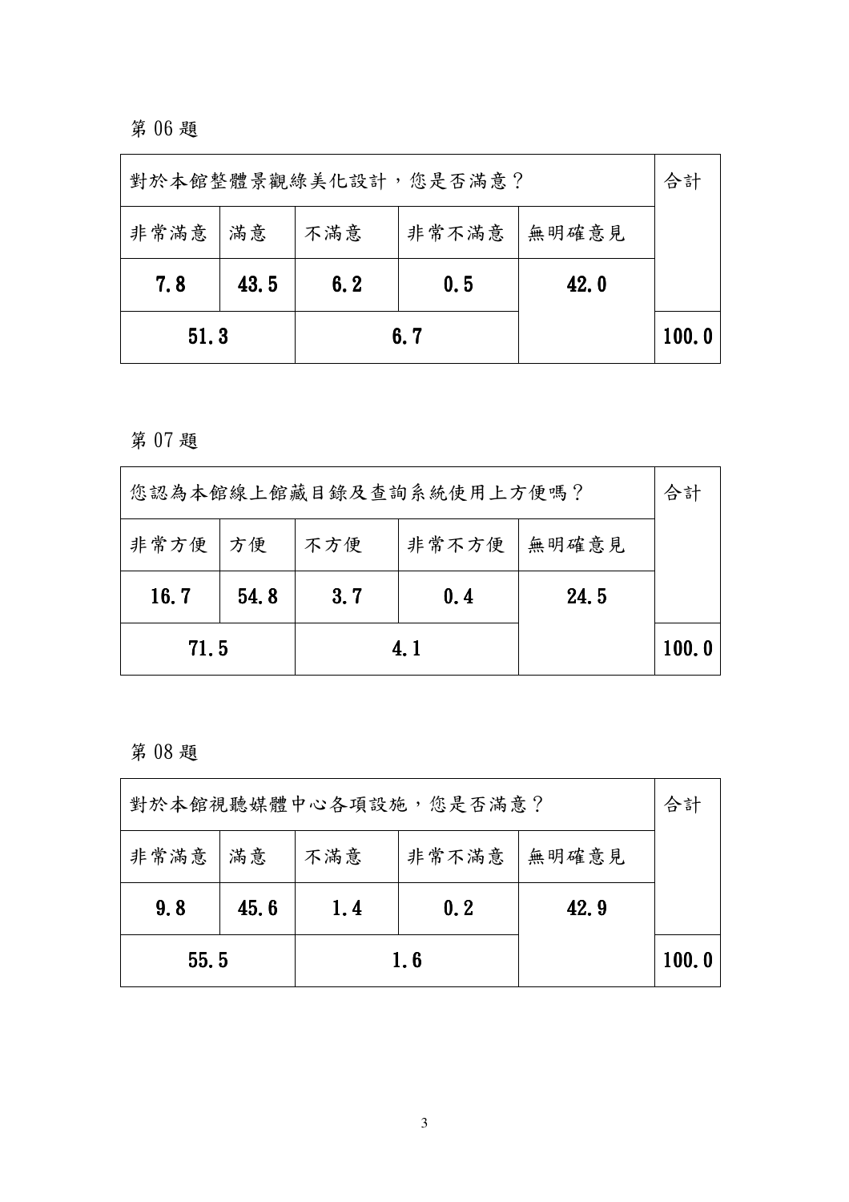第 06 題

| 對於本館整體景觀綠美化設計，您是否滿意？ | | | | | 合計 |
|---|---|---|---|---|---|
| 非常滿意 | 滿意 | 不滿意 | 非常不滿意 | 無明確意見 | |
| **7.8** | **43.5** | **6.2** | **0.5** | **42.0** | |
| **51.3** | | **6.7** | | | **100.0** |

第 07 題

| 您認為本館線上館藏目錄及查詢系統使用上方便嗎？ | | | | | 合計 |
|---|---|---|---|---|---|
| 非常方便 | 方便 | 不方便 | 非常不方便 | 無明確意見 | |
| **16.7** | **54.8** | **3.7** | **0.4** | **24.5** | |
| **71.5** | | **4.1** | | | **100.0** |

第 08 題

| 對於本館視聽媒體中心各項設施，您是否滿意？ | | | | | 合計 |
|---|---|---|---|---|---|
| 非常滿意 | 滿意 | 不滿意 | 非常不滿意 | 無明確意見 | |
| **9.8** | **45.6** | **1.4** | **0.2** | **42.9** | |
| **55.5** | | **1.6** | | | **100.0** |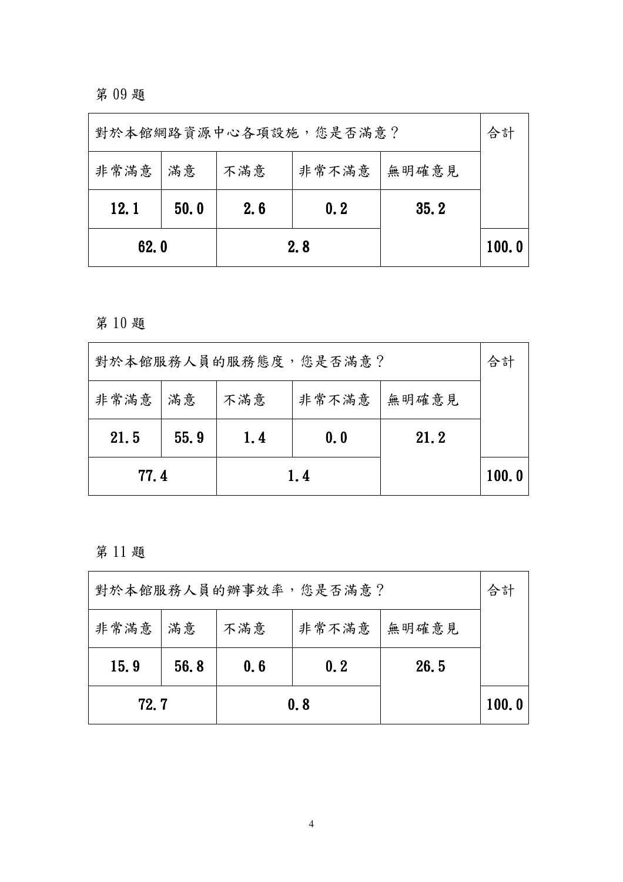第 09 題

| 對於本館網路資源中心各項設施，您是否滿意？ | | | | | 合計 |
|---|---|---|---|---|---|
| 非常滿意 | 滿意 | 不滿意 | 非常不滿意 | 無明確意見 | |
| **12.1** | **50.0** | **2.6** | **0.2** | **35.2** | |
| **62.0** | | **2.8** | | | **100.0** |

第 10 題

| 對於本館服務人員的服務態度，您是否滿意？ | | | | | 合計 |
|---|---|---|---|---|---|
| 非常滿意 | 滿意 | 不滿意 | 非常不滿意 | 無明確意見 | |
| **21.5** | **55.9** | **1.4** | **0.0** | **21.2** | |
| **77.4** | | **1.4** | | | **100.0** |

第 11 題

| 對於本館服務人員的辦事效率，您是否滿意？ | | | | | 合計 |
|---|---|---|---|---|---|
| 非常滿意 | 滿意 | 不滿意 | 非常不滿意 | 無明確意見 | |
| **15.9** | **56.8** | **0.6** | **0.2** | **26.5** | |
| **72.7** | | **0.8** | | | **100.0** |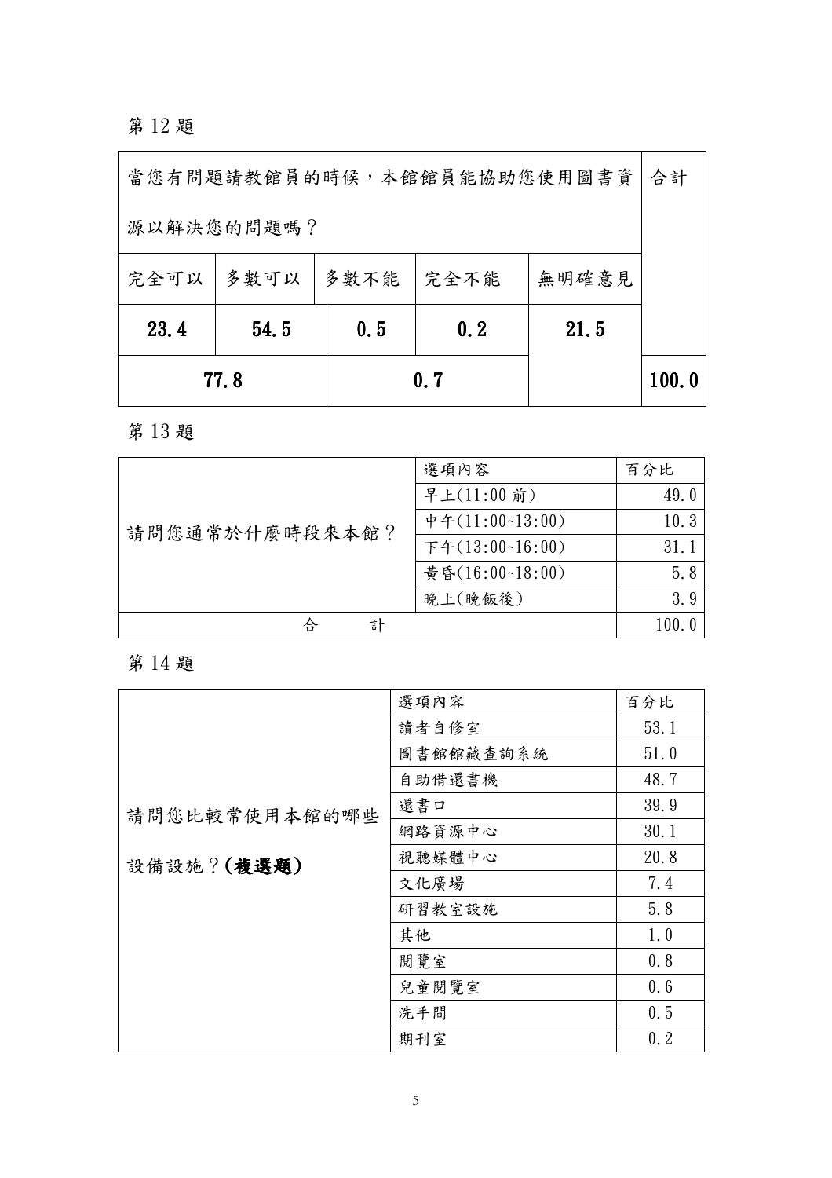第 12 題

| 當您有問題請教館員的時候，本館館員能協助您使用圖書資源以解決您的問題嗎？ | | | | | 合計 |
|---|---|---|---|---|---|
| 完全可以 | 多數可以 | 多數不能 | 完全不能 | 無明確意見 | |
| **23.4** | **54.5** | **0.5** | **0.2** | **21.5** | |
| **77.8** | | **0.7** | | | **100.0** |

第 13 題

| | 選項內容 | 百分比 |
|---|---|---|
| 請問您通常於什麼時段來本館？ | 早上(11:00 前) | 49.0 |
| | 中午(11:00~13:00) | 10.3 |
| | 下午(13:00~16:00) | 31.1 |
| | 黃昏(16:00~18:00) | 5.8 |
| | 晚上(晚飯後) | 3.9 |
| 合　計 | | 100.0 |

第 14 題

| | 選項內容 | 百分比 |
|---|---|---|
| 請問您比較常使用本館的哪些設備設施？**(複選題)** | 讀者自修室 | 53.1 |
| | 圖書館館藏查詢系統 | 51.0 |
| | 自助借還書機 | 48.7 |
| | 還書口 | 39.9 |
| | 網路資源中心 | 30.1 |
| | 視聽媒體中心 | 20.8 |
| | 文化廣場 | 7.4 |
| | 研習教室設施 | 5.8 |
| | 其他 | 1.0 |
| | 閱覽室 | 0.8 |
| | 兒童閱覽室 | 0.6 |
| | 洗手間 | 0.5 |
| | 期刊室 | 0.2 |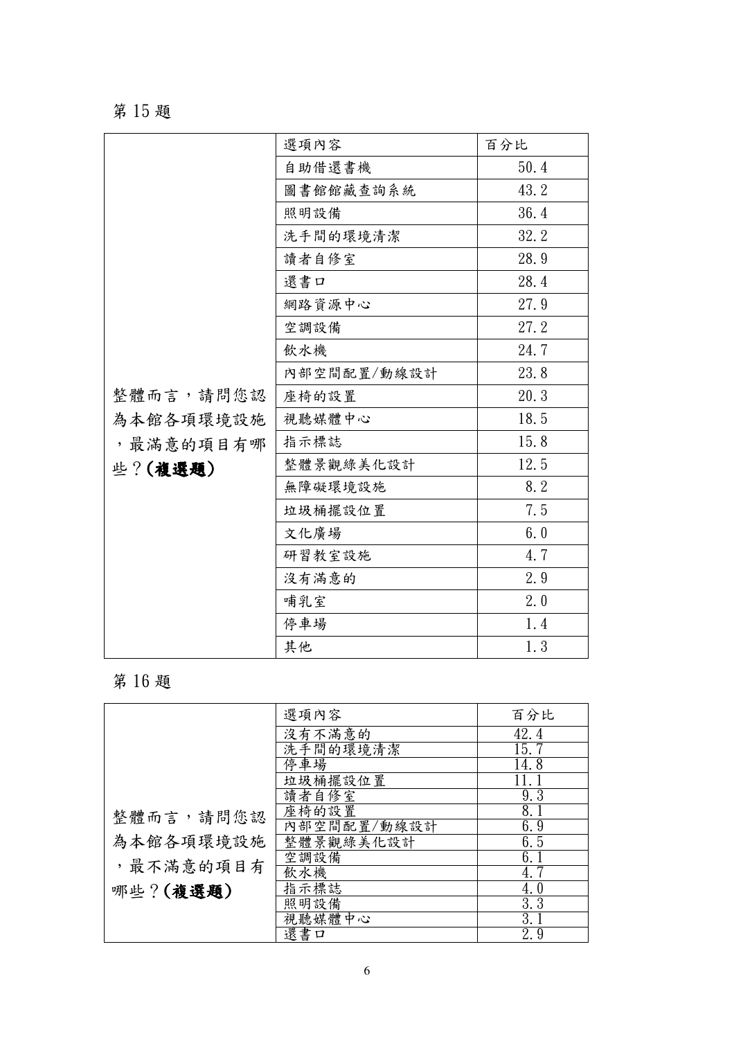第 15 題

| | 選項內容 | 百分比 |
|---|---|---|
| 整體而言，請問您認為本館各項環境設施，最滿意的項目有哪些？**(複選題)** | 自助借還書機 | 50.4 |
| | 圖書館館藏查詢系統 | 43.2 |
| | 照明設備 | 36.4 |
| | 洗手間的環境清潔 | 32.2 |
| | 讀者自修室 | 28.9 |
| | 還書口 | 28.4 |
| | 網路資源中心 | 27.9 |
| | 空調設備 | 27.2 |
| | 飲水機 | 24.7 |
| | 內部空間配置/動線設計 | 23.8 |
| | 座椅的設置 | 20.3 |
| | 視聽媒體中心 | 18.5 |
| | 指示標誌 | 15.8 |
| | 整體景觀綠美化設計 | 12.5 |
| | 無障礙環境設施 | 8.2 |
| | 垃圾桶擺設位置 | 7.5 |
| | 文化廣場 | 6.0 |
| | 研習教室設施 | 4.7 |
| | 沒有滿意的 | 2.9 |
| | 哺乳室 | 2.0 |
| | 停車場 | 1.4 |
| | 其他 | 1.3 |

第 16 題

| | 選項內容 | 百分比 |
|---|---|---|
| 整體而言，請問您認為本館各項環境設施，最不滿意的項目有哪些？**(複選題)** | 沒有不滿意的 | 42.4 |
| | 洗手間的環境清潔 | 15.7 |
| | 停車場 | 14.8 |
| | 垃圾桶擺設位置 | 11.1 |
| | 讀者自修室 | 9.3 |
| | 座椅的設置 | 8.1 |
| | 內部空間配置/動線設計 | 6.9 |
| | 整體景觀綠美化設計 | 6.5 |
| | 空調設備 | 6.1 |
| | 飲水機 | 4.7 |
| | 指示標誌 | 4.0 |
| | 照明設備 | 3.3 |
| | 視聽媒體中心 | 3.1 |
| | 還書口 | 2.9 |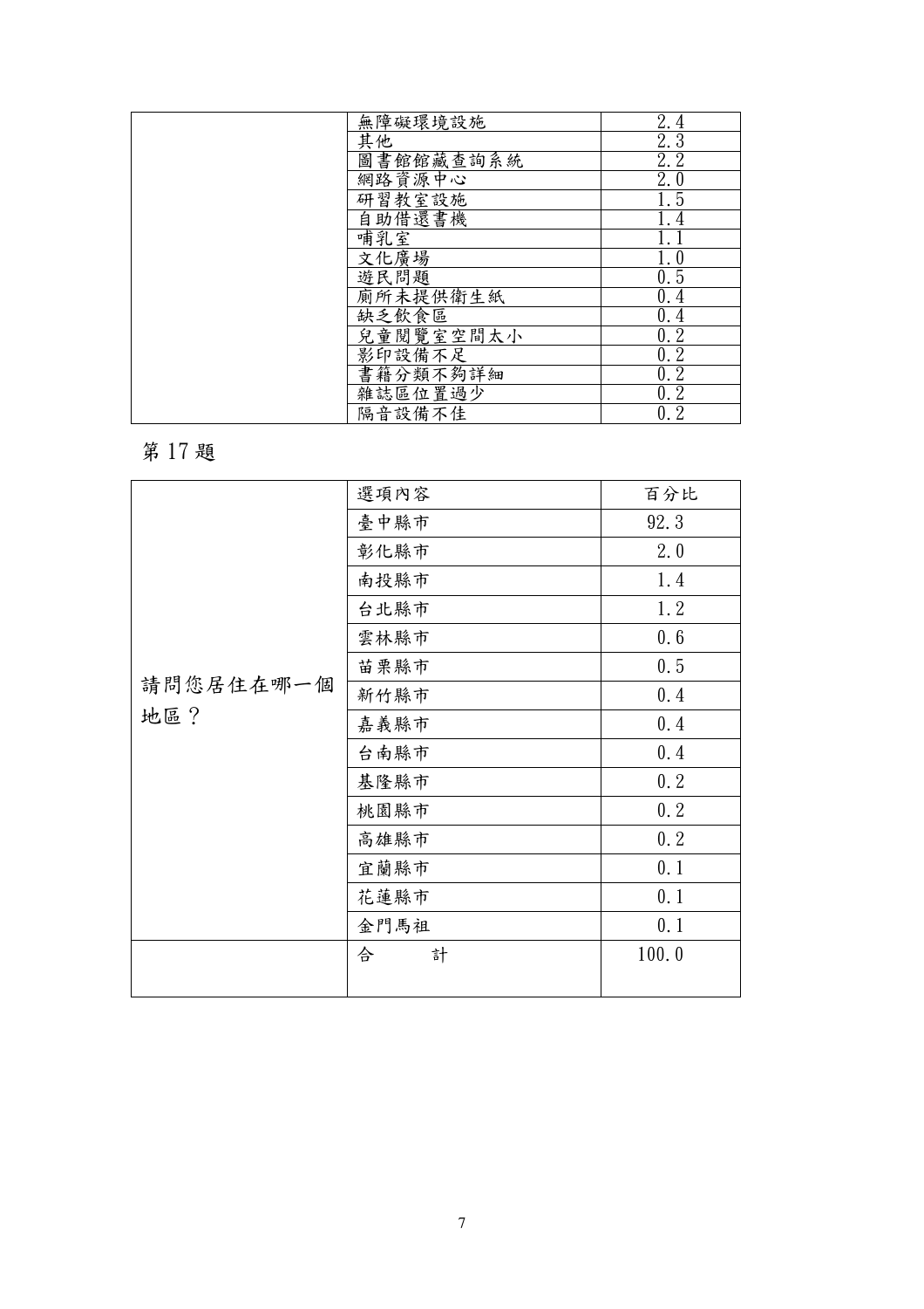|  | 無障礙環境設施 | 2.4 |
|---|---|---|
|  | 其他 | 2.3 |
|  | 圖書館館藏查詢系統 | 2.2 |
|  | 網路資源中心 | 2.0 |
|  | 研習教室設施 | 1.5 |
|  | 自助借還書機 | 1.4 |
|  | 哺乳室 | 1.1 |
|  | 文化廣場 | 1.0 |
|  | 遊民問題 | 0.5 |
|  | 廁所未提供衛生紙 | 0.4 |
|  | 缺乏飲食區 | 0.4 |
|  | 兒童閱覽室空間太小 | 0.2 |
|  | 影印設備不足 | 0.2 |
|  | 書籍分類不夠詳細 | 0.2 |
|  | 雜誌區位置過少 | 0.2 |
|  | 隔音設備不佳 | 0.2 |

第 17 題

| 請問您居住在哪一個地區？ | 選項內容 | 百分比 |
|---|---|---|
|  | 臺中縣市 | 92.3 |
|  | 彰化縣市 | 2.0 |
|  | 南投縣市 | 1.4 |
|  | 台北縣市 | 1.2 |
|  | 雲林縣市 | 0.6 |
|  | 苗栗縣市 | 0.5 |
|  | 新竹縣市 | 0.4 |
|  | 嘉義縣市 | 0.4 |
|  | 台南縣市 | 0.4 |
|  | 基隆縣市 | 0.2 |
|  | 桃園縣市 | 0.2 |
|  | 高雄縣市 | 0.2 |
|  | 宜蘭縣市 | 0.1 |
|  | 花蓮縣市 | 0.1 |
|  | 金門馬祖 | 0.1 |
|  | 合　　計 | 100.0 |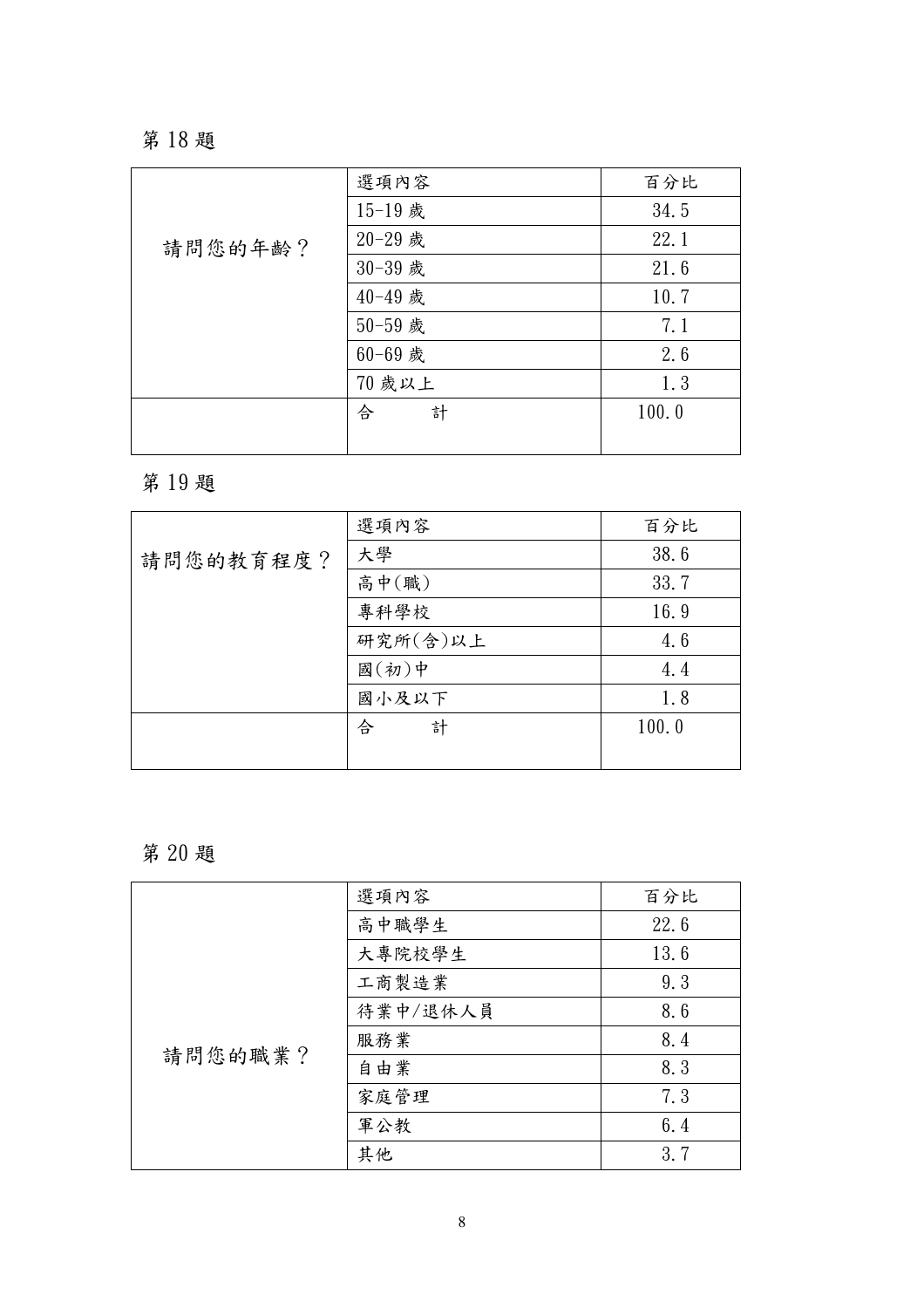第 18 題

| 請問您的年齡？ | 選項內容 | 百分比 |
|---|---|---|
| | 15-19 歲 | 34.5 |
| | 20-29 歲 | 22.1 |
| | 30-39 歲 | 21.6 |
| | 40-49 歲 | 10.7 |
| | 50-59 歲 | 7.1 |
| | 60-69 歲 | 2.6 |
| | 70 歲以上 | 1.3 |
| | 合　　計 | 100.0 |

第 19 題

| 請問您的教育程度？ | 選項內容 | 百分比 |
|---|---|---|
| | 大學 | 38.6 |
| | 高中(職) | 33.7 |
| | 專科學校 | 16.9 |
| | 研究所(含)以上 | 4.6 |
| | 國(初)中 | 4.4 |
| | 國小及以下 | 1.8 |
| | 合　　計 | 100.0 |

第 20 題

| 請問您的職業？ | 選項內容 | 百分比 |
|---|---|---|
| | 高中職學生 | 22.6 |
| | 大專院校學生 | 13.6 |
| | 工商製造業 | 9.3 |
| | 待業中/退休人員 | 8.6 |
| | 服務業 | 8.4 |
| | 自由業 | 8.3 |
| | 家庭管理 | 7.3 |
| | 軍公教 | 6.4 |
| | 其他 | 3.7 |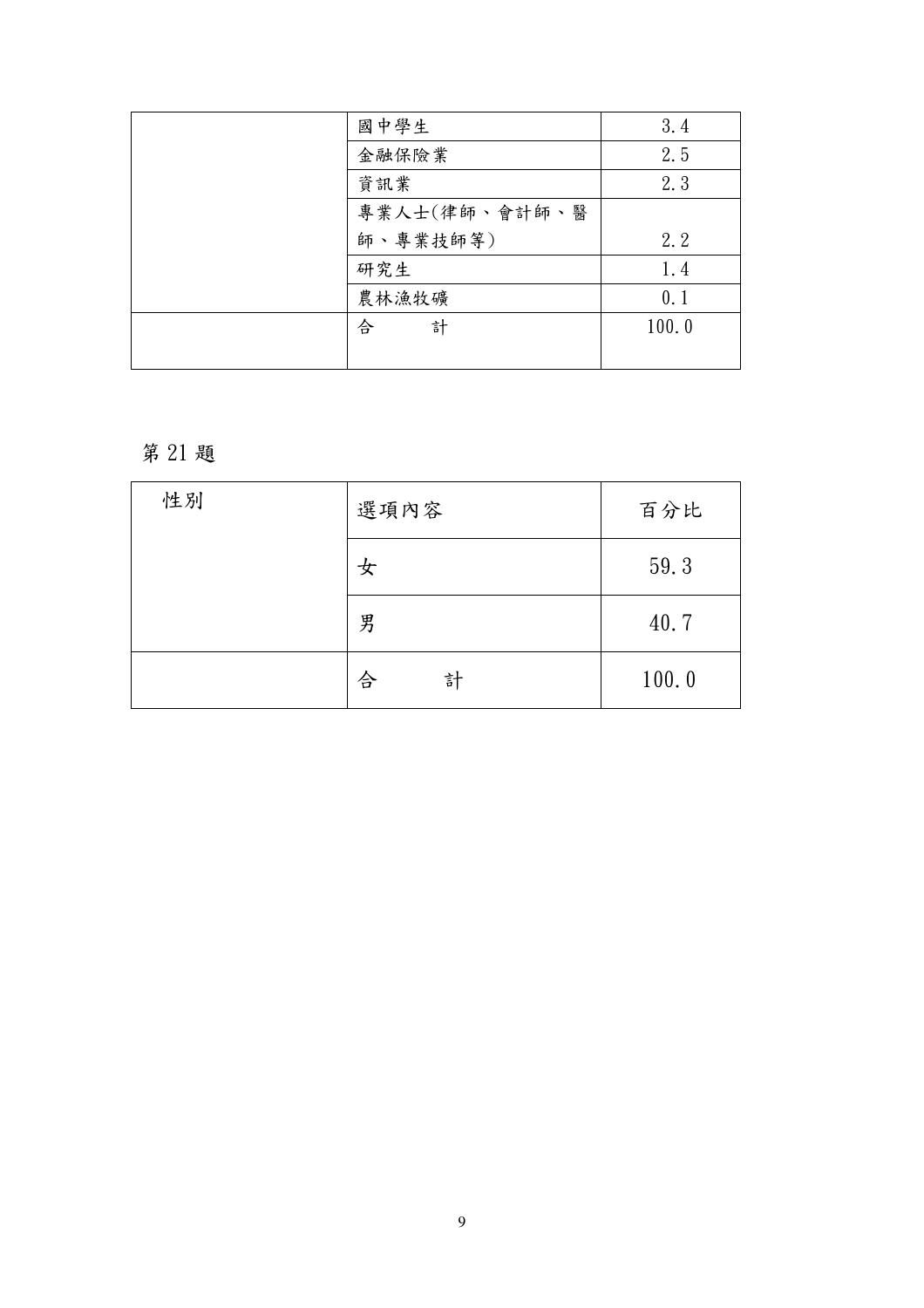| | | |
|---|---|---|
| | 國中學生 | 3.4 |
| | 金融保險業 | 2.5 |
| | 資訊業 | 2.3 |
| | 專業人士(律師、會計師、醫師、專業技師等) | 2.2 |
| | 研究生 | 1.4 |
| | 農林漁牧礦 | 0.1 |
| | 合　　計 | 100.0 |

第 21 題

| 性別 | 選項內容 | 百分比 |
|---|---|---|
| | 女 | 59.3 |
| | 男 | 40.7 |
| | 合　　計 | 100.0 |